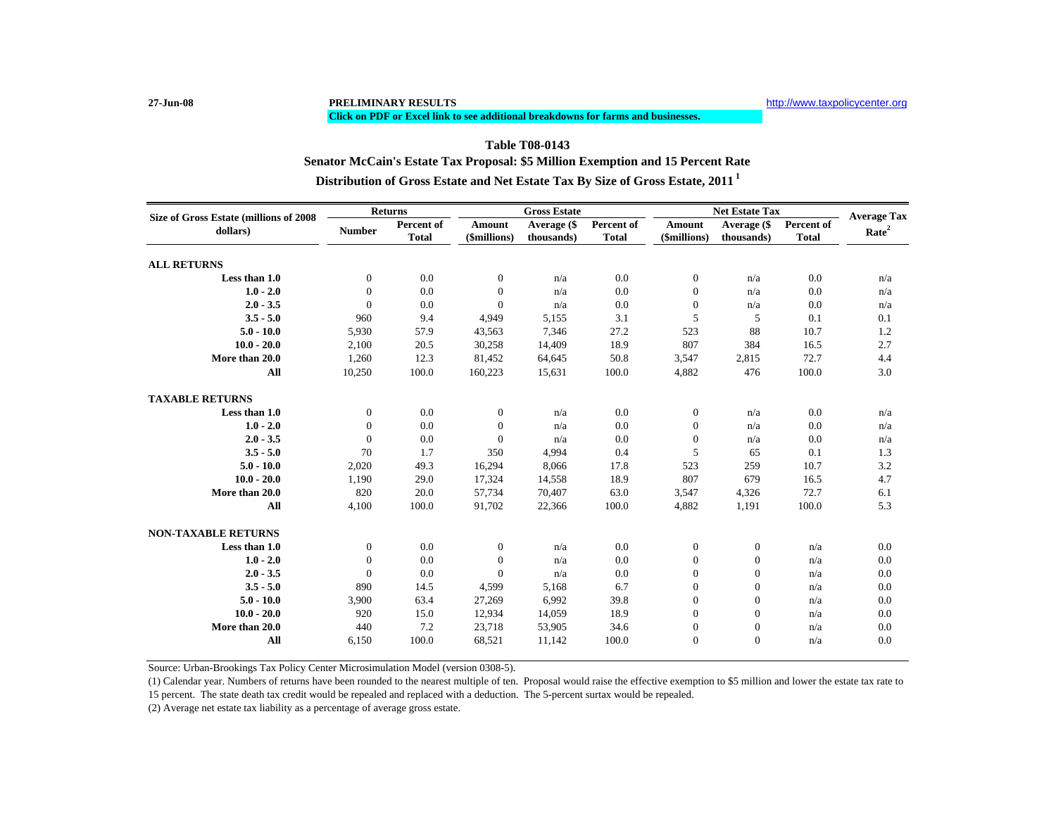27-Jun-08 **PRELIMINARY RESULTS** http://www.taxpolicycenter.org

**Click on PDF or Excel link to see additional breakdowns for farms and businesses.**

## Table T08-0143

### Senator McCain's Estate Tax Proposal: $5 Million Exemption and 15 Percent Rate

### Distribution of Gross Estate and Net Estate Tax By Size of Gross Estate, 2011 [1]

| Size of Gross Estate (millions of 2008 dollars) | Returns | | Gross Estate | | | Net Estate Tax | | | Average Tax Rate[2] |
|---|---|---|---|---|---|---|---|---|---|
| | Number | Percent of Total | Amount ($millions) | Average ($ thousands) | Percent of Total | Amount ($millions) | Average ($ thousands) | Percent of Total | |
| **ALL RETURNS** | | | | | | | | | |
| **Less than 1.0** | 0 | 0.0 | 0 | n/a | 0.0 | 0 | n/a | 0.0 | n/a |
| **1.0 - 2.0** | 0 | 0.0 | 0 | n/a | 0.0 | 0 | n/a | 0.0 | n/a |
| **2.0 - 3.5** | 0 | 0.0 | 0 | n/a | 0.0 | 0 | n/a | 0.0 | n/a |
| **3.5 - 5.0** | 960 | 9.4 | 4,949 | 5,155 | 3.1 | 5 | 5 | 0.1 | 0.1 |
| **5.0 - 10.0** | 5,930 | 57.9 | 43,563 | 7,346 | 27.2 | 523 | 88 | 10.7 | 1.2 |
| **10.0 - 20.0** | 2,100 | 20.5 | 30,258 | 14,409 | 18.9 | 807 | 384 | 16.5 | 2.7 |
| **More than 20.0** | 1,260 | 12.3 | 81,452 | 64,645 | 50.8 | 3,547 | 2,815 | 72.7 | 4.4 |
| **All** | 10,250 | 100.0 | 160,223 | 15,631 | 100.0 | 4,882 | 476 | 100.0 | 3.0 |
| **TAXABLE RETURNS** | | | | | | | | | |
| **Less than 1.0** | 0 | 0.0 | 0 | n/a | 0.0 | 0 | n/a | 0.0 | n/a |
| **1.0 - 2.0** | 0 | 0.0 | 0 | n/a | 0.0 | 0 | n/a | 0.0 | n/a |
| **2.0 - 3.5** | 0 | 0.0 | 0 | n/a | 0.0 | 0 | n/a | 0.0 | n/a |
| **3.5 - 5.0** | 70 | 1.7 | 350 | 4,994 | 0.4 | 5 | 65 | 0.1 | 1.3 |
| **5.0 - 10.0** | 2,020 | 49.3 | 16,294 | 8,066 | 17.8 | 523 | 259 | 10.7 | 3.2 |
| **10.0 - 20.0** | 1,190 | 29.0 | 17,324 | 14,558 | 18.9 | 807 | 679 | 16.5 | 4.7 |
| **More than 20.0** | 820 | 20.0 | 57,734 | 70,407 | 63.0 | 3,547 | 4,326 | 72.7 | 6.1 |
| **All** | 4,100 | 100.0 | 91,702 | 22,366 | 100.0 | 4,882 | 1,191 | 100.0 | 5.3 |
| **NON-TAXABLE RETURNS** | | | | | | | | | |
| **Less than 1.0** | 0 | 0.0 | 0 | n/a | 0.0 | 0 | 0 | n/a | 0.0 |
| **1.0 - 2.0** | 0 | 0.0 | 0 | n/a | 0.0 | 0 | 0 | n/a | 0.0 |
| **2.0 - 3.5** | 0 | 0.0 | 0 | n/a | 0.0 | 0 | 0 | n/a | 0.0 |
| **3.5 - 5.0** | 890 | 14.5 | 4,599 | 5,168 | 6.7 | 0 | 0 | n/a | 0.0 |
| **5.0 - 10.0** | 3,900 | 63.4 | 27,269 | 6,992 | 39.8 | 0 | 0 | n/a | 0.0 |
| **10.0 - 20.0** | 920 | 15.0 | 12,934 | 14,059 | 18.9 | 0 | 0 | n/a | 0.0 |
| **More than 20.0** | 440 | 7.2 | 23,718 | 53,905 | 34.6 | 0 | 0 | n/a | 0.0 |
| **All** | 6,150 | 100.0 | 68,521 | 11,142 | 100.0 | 0 | 0 | n/a | 0.0 |

Source: Urban-Brookings Tax Policy Center Microsimulation Model (version 0308-5).

(1) Calendar year. Numbers of returns have been rounded to the nearest multiple of ten. Proposal would raise the effective exemption to $5 million and lower the estate tax rate to 15 percent. The state death tax credit would be repealed and replaced with a deduction. The 5-percent surtax would be repealed.

(2) Average net estate tax liability as a percentage of average gross estate.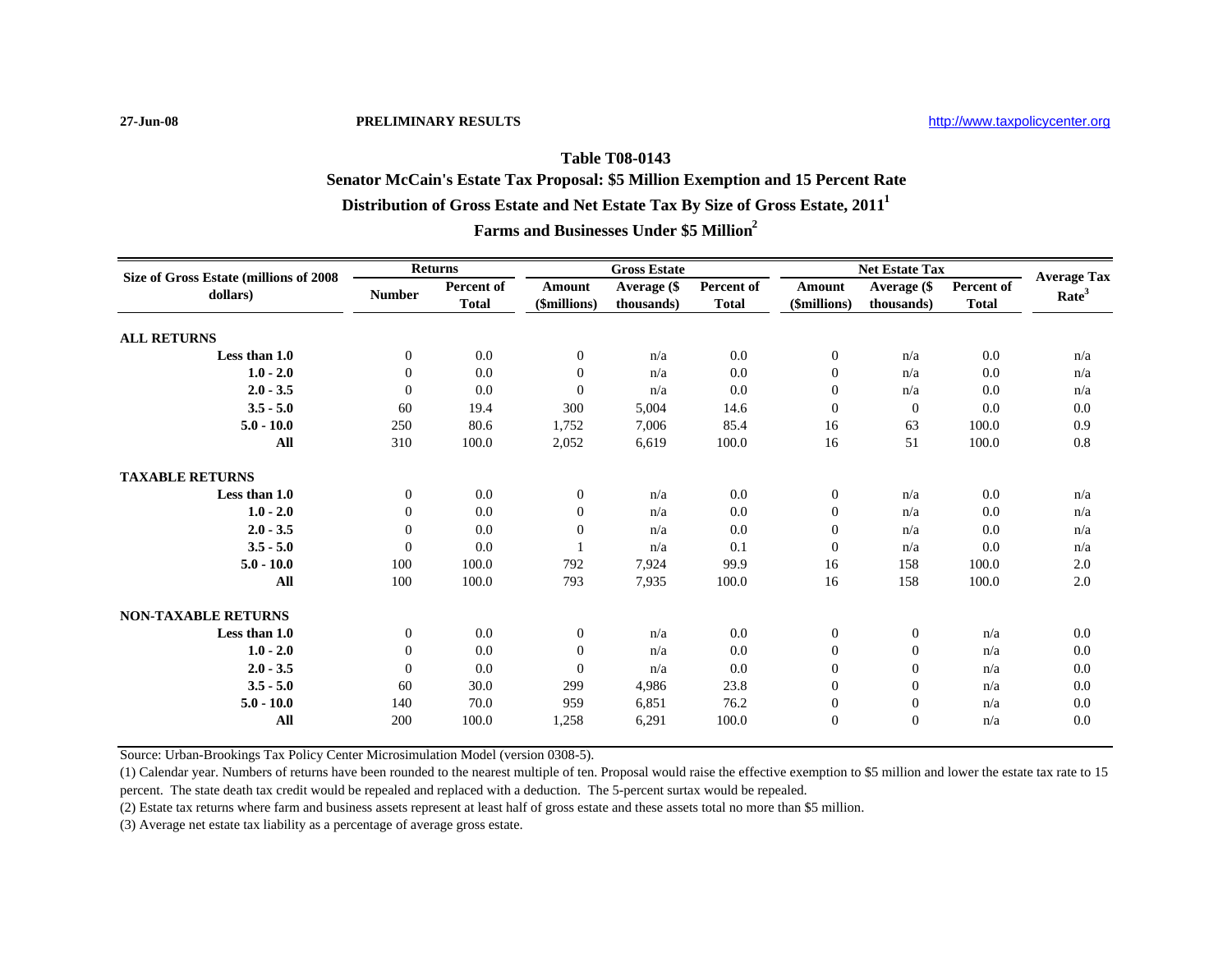27-Jun-08 **PRELIMINARY RESULTS** http://www.taxpolicycenter.org

## Table T08-0143

## Senator McCain's Estate Tax Proposal: $5 Million Exemption and 15 Percent Rate

## Distribution of Gross Estate and Net Estate Tax By Size of Gross Estate, 2011[1]

## Farms and Businesses Under $5 Million[2]

| Size of Gross Estate (millions of 2008 dollars) | Returns | | Gross Estate | | | Net Estate Tax | | | Average Tax Rate[3] |
|---|---|---|---|---|---|---|---|---|---|
| | Number | Percent of Total | Amount ($millions) | Average ($ thousands) | Percent of Total | Amount ($millions) | Average ($ thousands) | Percent of Total | |
| **ALL RETURNS** | | | | | | | | | |
| **Less than 1.0** | 0 | 0.0 | 0 | n/a | 0.0 | 0 | n/a | 0.0 | n/a |
| **1.0 - 2.0** | 0 | 0.0 | 0 | n/a | 0.0 | 0 | n/a | 0.0 | n/a |
| **2.0 - 3.5** | 0 | 0.0 | 0 | n/a | 0.0 | 0 | n/a | 0.0 | n/a |
| **3.5 - 5.0** | 60 | 19.4 | 300 | 5,004 | 14.6 | 0 | 0 | 0.0 | 0.0 |
| **5.0 - 10.0** | 250 | 80.6 | 1,752 | 7,006 | 85.4 | 16 | 63 | 100.0 | 0.9 |
| **All** | 310 | 100.0 | 2,052 | 6,619 | 100.0 | 16 | 51 | 100.0 | 0.8 |
| **TAXABLE RETURNS** | | | | | | | | | |
| **Less than 1.0** | 0 | 0.0 | 0 | n/a | 0.0 | 0 | n/a | 0.0 | n/a |
| **1.0 - 2.0** | 0 | 0.0 | 0 | n/a | 0.0 | 0 | n/a | 0.0 | n/a |
| **2.0 - 3.5** | 0 | 0.0 | 0 | n/a | 0.0 | 0 | n/a | 0.0 | n/a |
| **3.5 - 5.0** | 0 | 0.0 | 1 | n/a | 0.1 | 0 | n/a | 0.0 | n/a |
| **5.0 - 10.0** | 100 | 100.0 | 792 | 7,924 | 99.9 | 16 | 158 | 100.0 | 2.0 |
| **All** | 100 | 100.0 | 793 | 7,935 | 100.0 | 16 | 158 | 100.0 | 2.0 |
| **NON-TAXABLE RETURNS** | | | | | | | | | |
| **Less than 1.0** | 0 | 0.0 | 0 | n/a | 0.0 | 0 | 0 | n/a | 0.0 |
| **1.0 - 2.0** | 0 | 0.0 | 0 | n/a | 0.0 | 0 | 0 | n/a | 0.0 |
| **2.0 - 3.5** | 0 | 0.0 | 0 | n/a | 0.0 | 0 | 0 | n/a | 0.0 |
| **3.5 - 5.0** | 60 | 30.0 | 299 | 4,986 | 23.8 | 0 | 0 | n/a | 0.0 |
| **5.0 - 10.0** | 140 | 70.0 | 959 | 6,851 | 76.2 | 0 | 0 | n/a | 0.0 |
| **All** | 200 | 100.0 | 1,258 | 6,291 | 100.0 | 0 | 0 | n/a | 0.0 |

Source: Urban-Brookings Tax Policy Center Microsimulation Model (version 0308-5).

(1) Calendar year. Numbers of returns have been rounded to the nearest multiple of ten. Proposal would raise the effective exemption to $5 million and lower the estate tax rate to 15 percent. The state death tax credit would be repealed and replaced with a deduction. The 5-percent surtax would be repealed.

(2) Estate tax returns where farm and business assets represent at least half of gross estate and these assets total no more than $5 million.

(3) Average net estate tax liability as a percentage of average gross estate.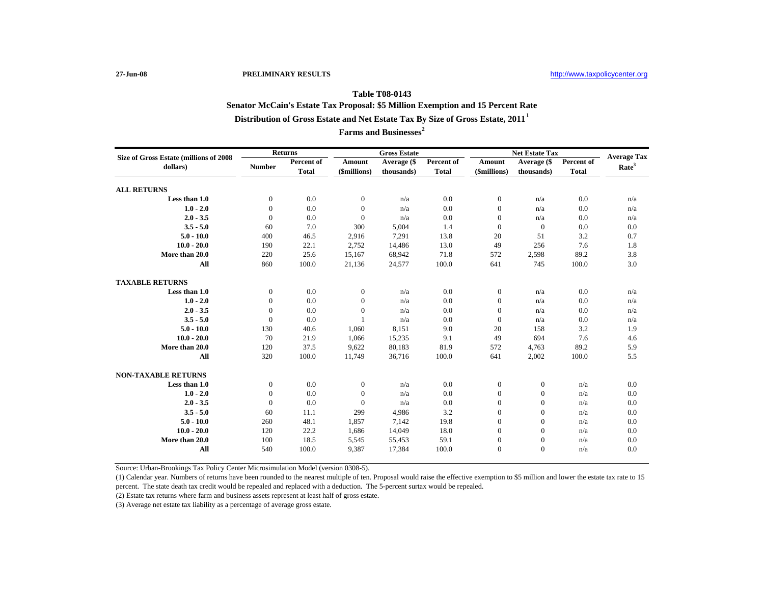27-Jun-08 **PRELIMINARY RESULTS** http://www.taxpolicycenter.org

# Table T08-0143

## Senator McCain's Estate Tax Proposal: $5 Million Exemption and 15 Percent Rate

## Distribution of Gross Estate and Net Estate Tax By Size of Gross Estate, 2011[1]

## Farms and Businesses[2]

| Size of Gross Estate (millions of 2008 dollars) | Returns | | Gross Estate | | | Net Estate Tax | | | Average Tax Rate[3] |
|---|---|---|---|---|---|---|---|---|---|
| | Number | Percent of Total | Amount ($millions) | Average ($ thousands) | Percent of Total | Amount ($millions) | Average ($ thousands) | Percent of Total | |
| **ALL RETURNS** | | | | | | | | | |
| **Less than 1.0** | 0 | 0.0 | 0 | n/a | 0.0 | 0 | n/a | 0.0 | n/a |
| **1.0 - 2.0** | 0 | 0.0 | 0 | n/a | 0.0 | 0 | n/a | 0.0 | n/a |
| **2.0 - 3.5** | 0 | 0.0 | 0 | n/a | 0.0 | 0 | n/a | 0.0 | n/a |
| **3.5 - 5.0** | 60 | 7.0 | 300 | 5,004 | 1.4 | 0 | 0 | 0.0 | 0.0 |
| **5.0 - 10.0** | 400 | 46.5 | 2,916 | 7,291 | 13.8 | 20 | 51 | 3.2 | 0.7 |
| **10.0 - 20.0** | 190 | 22.1 | 2,752 | 14,486 | 13.0 | 49 | 256 | 7.6 | 1.8 |
| **More than 20.0** | 220 | 25.6 | 15,167 | 68,942 | 71.8 | 572 | 2,598 | 89.2 | 3.8 |
| **All** | 860 | 100.0 | 21,136 | 24,577 | 100.0 | 641 | 745 | 100.0 | 3.0 |
| **TAXABLE RETURNS** | | | | | | | | | |
| **Less than 1.0** | 0 | 0.0 | 0 | n/a | 0.0 | 0 | n/a | 0.0 | n/a |
| **1.0 - 2.0** | 0 | 0.0 | 0 | n/a | 0.0 | 0 | n/a | 0.0 | n/a |
| **2.0 - 3.5** | 0 | 0.0 | 0 | n/a | 0.0 | 0 | n/a | 0.0 | n/a |
| **3.5 - 5.0** | 0 | 0.0 | 1 | n/a | 0.0 | 0 | n/a | 0.0 | n/a |
| **5.0 - 10.0** | 130 | 40.6 | 1,060 | 8,151 | 9.0 | 20 | 158 | 3.2 | 1.9 |
| **10.0 - 20.0** | 70 | 21.9 | 1,066 | 15,235 | 9.1 | 49 | 694 | 7.6 | 4.6 |
| **More than 20.0** | 120 | 37.5 | 9,622 | 80,183 | 81.9 | 572 | 4,763 | 89.2 | 5.9 |
| **All** | 320 | 100.0 | 11,749 | 36,716 | 100.0 | 641 | 2,002 | 100.0 | 5.5 |
| **NON-TAXABLE RETURNS** | | | | | | | | | |
| **Less than 1.0** | 0 | 0.0 | 0 | n/a | 0.0 | 0 | 0 | n/a | 0.0 |
| **1.0 - 2.0** | 0 | 0.0 | 0 | n/a | 0.0 | 0 | 0 | n/a | 0.0 |
| **2.0 - 3.5** | 0 | 0.0 | 0 | n/a | 0.0 | 0 | 0 | n/a | 0.0 |
| **3.5 - 5.0** | 60 | 11.1 | 299 | 4,986 | 3.2 | 0 | 0 | n/a | 0.0 |
| **5.0 - 10.0** | 260 | 48.1 | 1,857 | 7,142 | 19.8 | 0 | 0 | n/a | 0.0 |
| **10.0 - 20.0** | 120 | 22.2 | 1,686 | 14,049 | 18.0 | 0 | 0 | n/a | 0.0 |
| **More than 20.0** | 100 | 18.5 | 5,545 | 55,453 | 59.1 | 0 | 0 | n/a | 0.0 |
| **All** | 540 | 100.0 | 9,387 | 17,384 | 100.0 | 0 | 0 | n/a | 0.0 |

Source: Urban-Brookings Tax Policy Center Microsimulation Model (version 0308-5).

(1) Calendar year. Numbers of returns have been rounded to the nearest multiple of ten. Proposal would raise the effective exemption to $5 million and lower the estate tax rate to 15 percent. The state death tax credit would be repealed and replaced with a deduction. The 5-percent surtax would be repealed.

(2) Estate tax returns where farm and business assets represent at least half of gross estate.

(3) Average net estate tax liability as a percentage of average gross estate.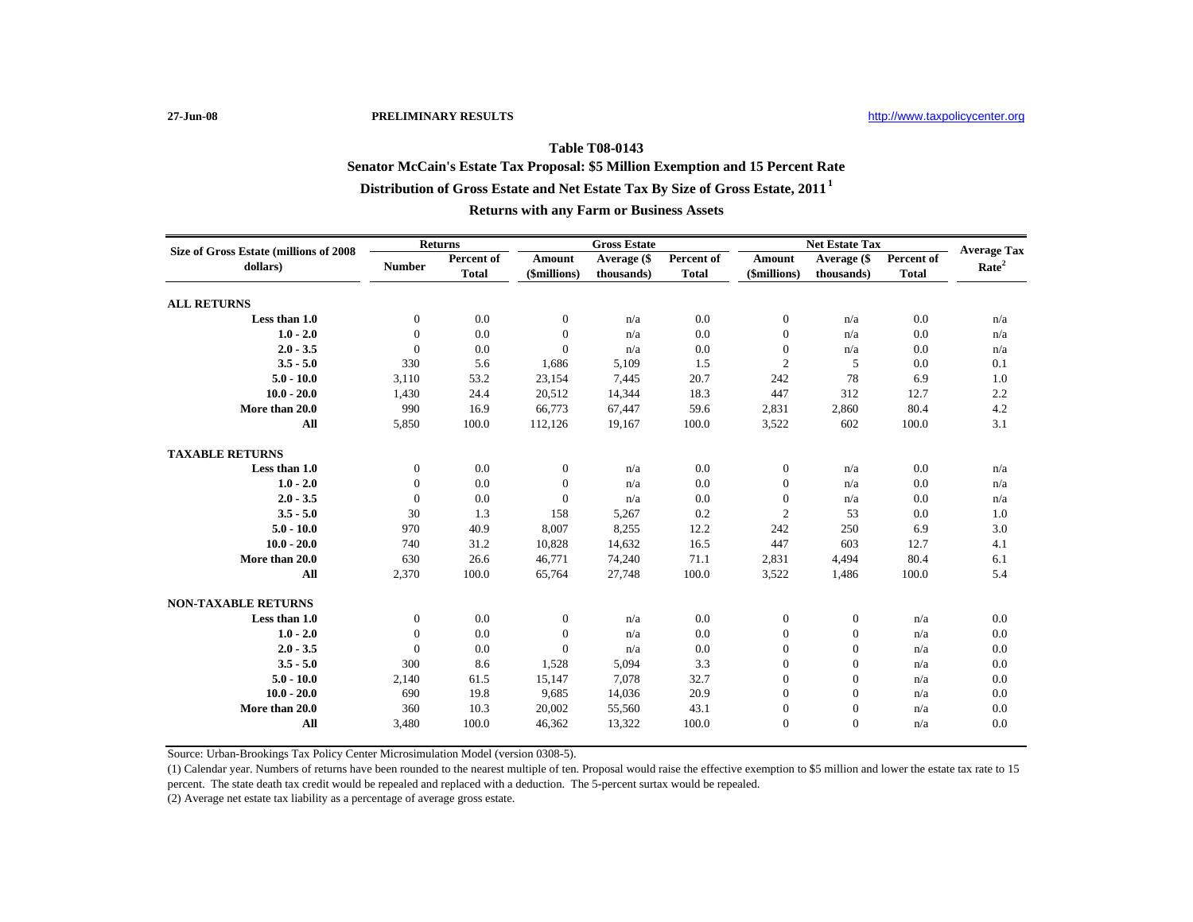27-Jun-08 **PRELIMINARY RESULTS** http://www.taxpolicycenter.org

## Table T08-0143

### Senator McCain's Estate Tax Proposal: $5 Million Exemption and 15 Percent Rate

### Distribution of Gross Estate and Net Estate Tax By Size of Gross Estate, 2011 [1]

### Returns with any Farm or Business Assets

| Size of Gross Estate (millions of 2008 dollars) | Returns | | Gross Estate | | | Net Estate Tax | | | Average Tax Rate[2] |
|---|---|---|---|---|---|---|---|---|---|
| | Number | Percent of Total | Amount ($millions) | Average ($ thousands) | Percent of Total | Amount ($millions) | Average ($ thousands) | Percent of Total | |
| **ALL RETURNS** | | | | | | | | | |
| **Less than 1.0** | 0 | 0.0 | 0 | n/a | 0.0 | 0 | n/a | 0.0 | n/a |
| **1.0 - 2.0** | 0 | 0.0 | 0 | n/a | 0.0 | 0 | n/a | 0.0 | n/a |
| **2.0 - 3.5** | 0 | 0.0 | 0 | n/a | 0.0 | 0 | n/a | 0.0 | n/a |
| **3.5 - 5.0** | 330 | 5.6 | 1,686 | 5,109 | 1.5 | 2 | 5 | 0.0 | 0.1 |
| **5.0 - 10.0** | 3,110 | 53.2 | 23,154 | 7,445 | 20.7 | 242 | 78 | 6.9 | 1.0 |
| **10.0 - 20.0** | 1,430 | 24.4 | 20,512 | 14,344 | 18.3 | 447 | 312 | 12.7 | 2.2 |
| **More than 20.0** | 990 | 16.9 | 66,773 | 67,447 | 59.6 | 2,831 | 2,860 | 80.4 | 4.2 |
| **All** | 5,850 | 100.0 | 112,126 | 19,167 | 100.0 | 3,522 | 602 | 100.0 | 3.1 |
| **TAXABLE RETURNS** | | | | | | | | | |
| **Less than 1.0** | 0 | 0.0 | 0 | n/a | 0.0 | 0 | n/a | 0.0 | n/a |
| **1.0 - 2.0** | 0 | 0.0 | 0 | n/a | 0.0 | 0 | n/a | 0.0 | n/a |
| **2.0 - 3.5** | 0 | 0.0 | 0 | n/a | 0.0 | 0 | n/a | 0.0 | n/a |
| **3.5 - 5.0** | 30 | 1.3 | 158 | 5,267 | 0.2 | 2 | 53 | 0.0 | 1.0 |
| **5.0 - 10.0** | 970 | 40.9 | 8,007 | 8,255 | 12.2 | 242 | 250 | 6.9 | 3.0 |
| **10.0 - 20.0** | 740 | 31.2 | 10,828 | 14,632 | 16.5 | 447 | 603 | 12.7 | 4.1 |
| **More than 20.0** | 630 | 26.6 | 46,771 | 74,240 | 71.1 | 2,831 | 4,494 | 80.4 | 6.1 |
| **All** | 2,370 | 100.0 | 65,764 | 27,748 | 100.0 | 3,522 | 1,486 | 100.0 | 5.4 |
| **NON-TAXABLE RETURNS** | | | | | | | | | |
| **Less than 1.0** | 0 | 0.0 | 0 | n/a | 0.0 | 0 | 0 | n/a | 0.0 |
| **1.0 - 2.0** | 0 | 0.0 | 0 | n/a | 0.0 | 0 | 0 | n/a | 0.0 |
| **2.0 - 3.5** | 0 | 0.0 | 0 | n/a | 0.0 | 0 | 0 | n/a | 0.0 |
| **3.5 - 5.0** | 300 | 8.6 | 1,528 | 5,094 | 3.3 | 0 | 0 | n/a | 0.0 |
| **5.0 - 10.0** | 2,140 | 61.5 | 15,147 | 7,078 | 32.7 | 0 | 0 | n/a | 0.0 |
| **10.0 - 20.0** | 690 | 19.8 | 9,685 | 14,036 | 20.9 | 0 | 0 | n/a | 0.0 |
| **More than 20.0** | 360 | 10.3 | 20,002 | 55,560 | 43.1 | 0 | 0 | n/a | 0.0 |
| **All** | 3,480 | 100.0 | 46,362 | 13,322 | 100.0 | 0 | 0 | n/a | 0.0 |

Source: Urban-Brookings Tax Policy Center Microsimulation Model (version 0308-5).

(1) Calendar year. Numbers of returns have been rounded to the nearest multiple of ten. Proposal would raise the effective exemption to $5 million and lower the estate tax rate to 15 percent. The state death tax credit would be repealed and replaced with a deduction. The 5-percent surtax would be repealed.

(2) Average net estate tax liability as a percentage of average gross estate.